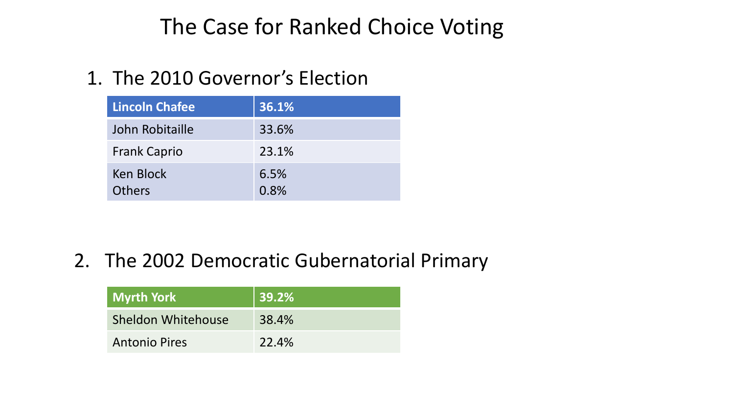# The Case for Ranked Choice Voting

1. The 2010 Governor's Election

| **Lincoln Chafee** | **36.1%** |
|---|---|
| John Robitaille | 33.6% |
| Frank Caprio | 23.1% |
| Ken Block | 6.5% |
| Others | 0.8% |

2. The 2002 Democratic Gubernatorial Primary

| **Myrth York** | **39.2%** |
|---|---|
| Sheldon Whitehouse | 38.4% |
| Antonio Pires | 22.4% |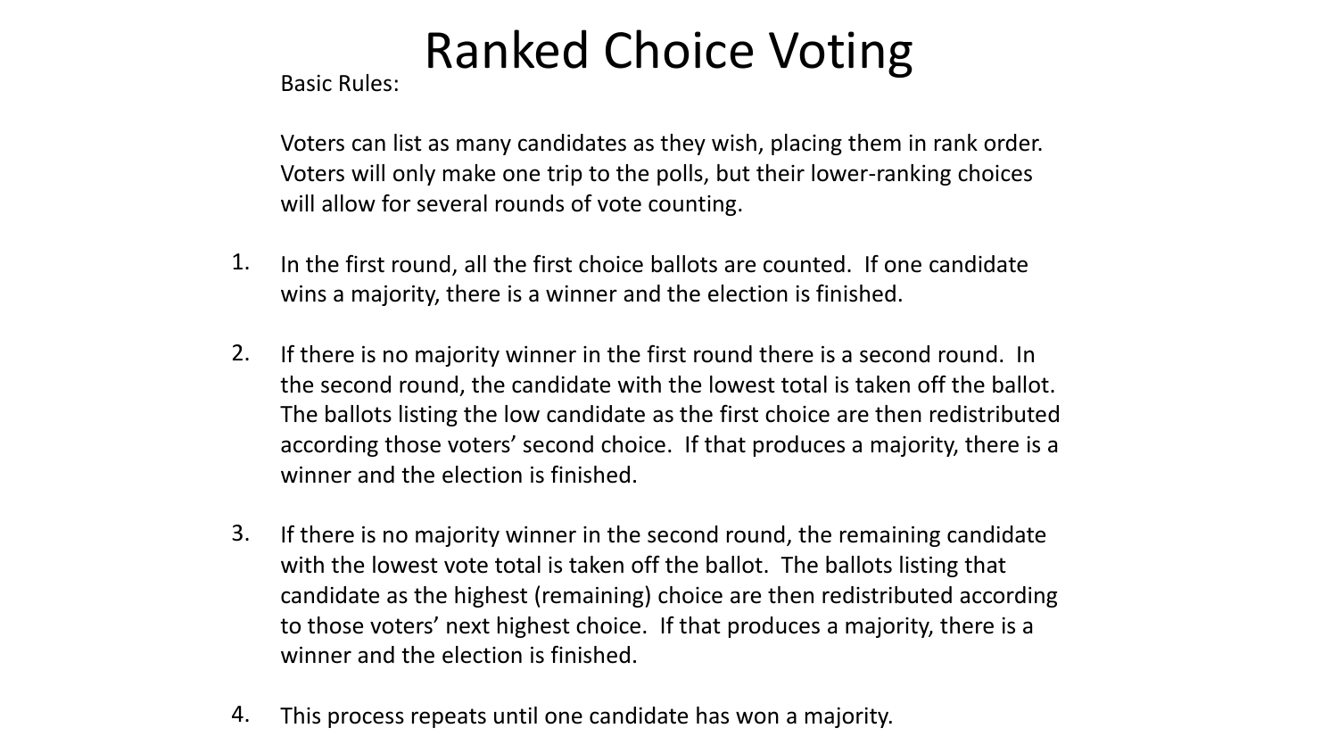# Ranked Choice Voting

Basic Rules:

Voters can list as many candidates as they wish, placing them in rank order. Voters will only make one trip to the polls, but their lower-ranking choices will allow for several rounds of vote counting.

1. In the first round, all the first choice ballots are counted. If one candidate wins a majority, there is a winner and the election is finished.

2. If there is no majority winner in the first round there is a second round. In the second round, the candidate with the lowest total is taken off the ballot. The ballots listing the low candidate as the first choice are then redistributed according those voters' second choice. If that produces a majority, there is a winner and the election is finished.

3. If there is no majority winner in the second round, the remaining candidate with the lowest vote total is taken off the ballot. The ballots listing that candidate as the highest (remaining) choice are then redistributed according to those voters' next highest choice. If that produces a majority, there is a winner and the election is finished.

4. This process repeats until one candidate has won a majority.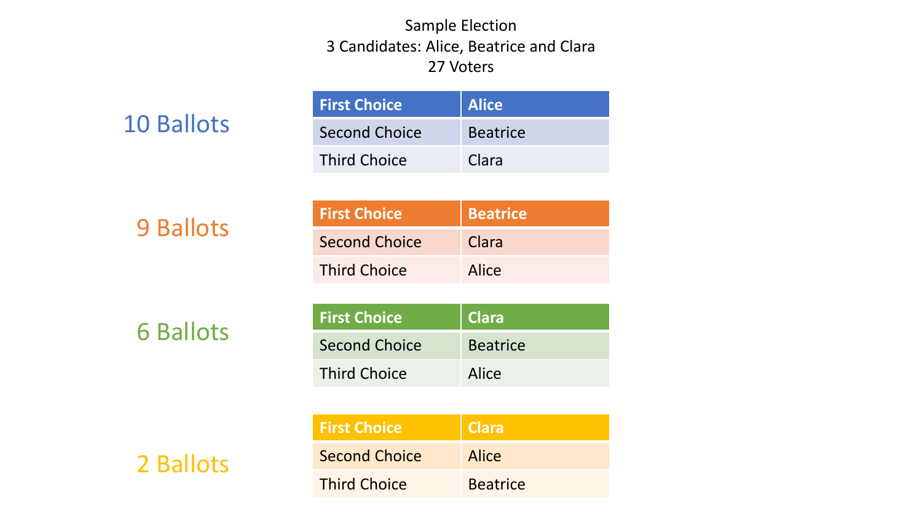Sample Election

3 Candidates: Alice, Beatrice and Clara

27 Voters

**10 Ballots**

| First Choice | Alice |
| --- | --- |
| Second Choice | Beatrice |
| Third Choice | Clara |

**9 Ballots**

| First Choice | Beatrice |
| --- | --- |
| Second Choice | Clara |
| Third Choice | Alice |

**6 Ballots**

| First Choice | Clara |
| --- | --- |
| Second Choice | Beatrice |
| Third Choice | Alice |

**2 Ballots**

| First Choice | Clara |
| --- | --- |
| Second Choice | Alice |
| Third Choice | Beatrice |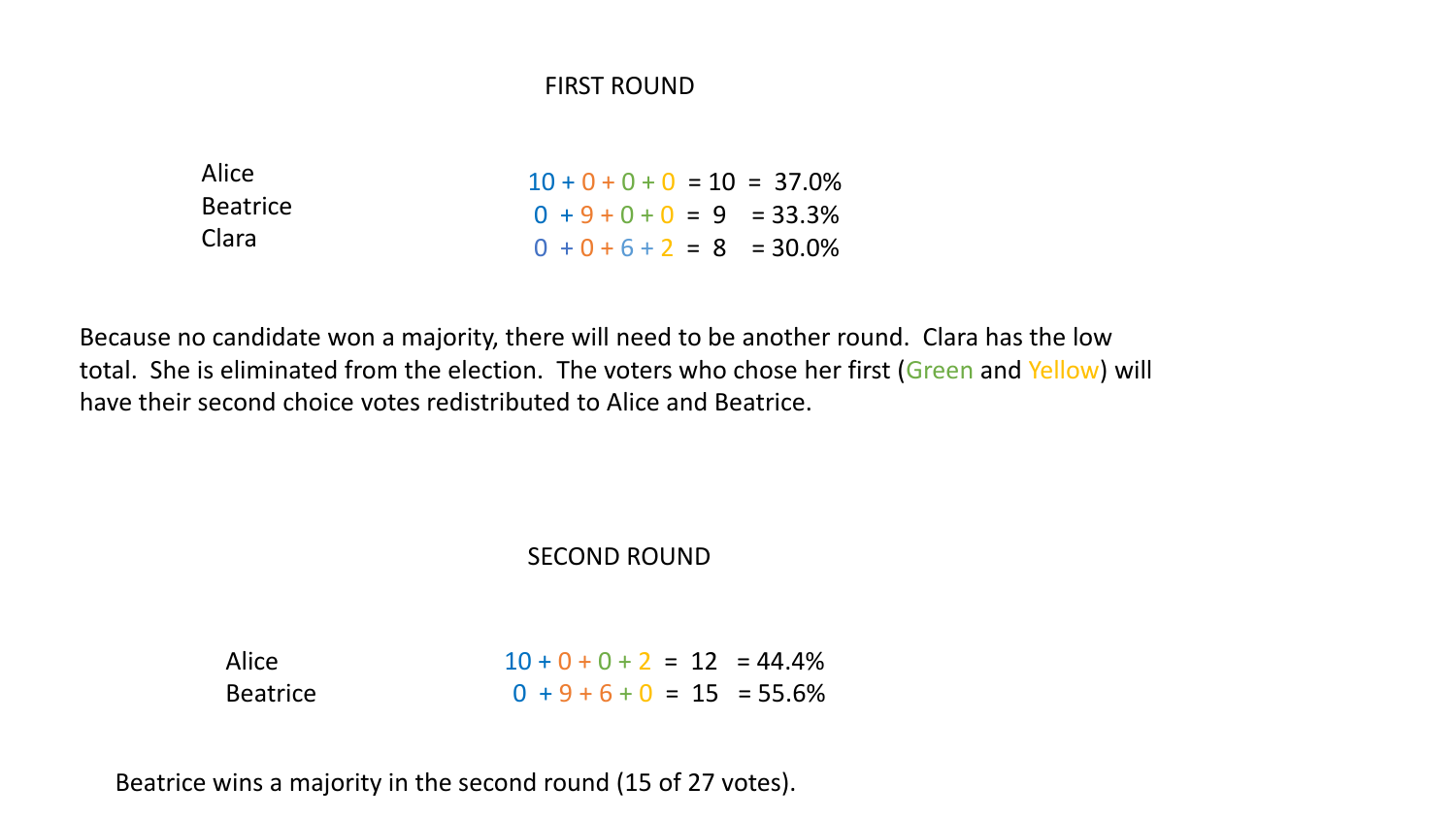## FIRST ROUND

| | | |
|---|---|---|
| Alice | 10 + 0 + 0 + 0 = 10 | = 37.0% |
| Beatrice | 0 + 9 + 0 + 0 = 9 | = 33.3% |
| Clara | 0 + 0 + 6 + 2 = 8 | = 30.0% |

Because no candidate won a majority, there will need to be another round. Clara has the low total. She is eliminated from the election. The voters who chose her first (Green and Yellow) will have their second choice votes redistributed to Alice and Beatrice.

## SECOND ROUND

| | | |
|---|---|---|
| Alice | 10 + 0 + 0 + 2 = 12 | = 44.4% |
| Beatrice | 0 + 9 + 6 + 0 = 15 | = 55.6% |

Beatrice wins a majority in the second round (15 of 27 votes).